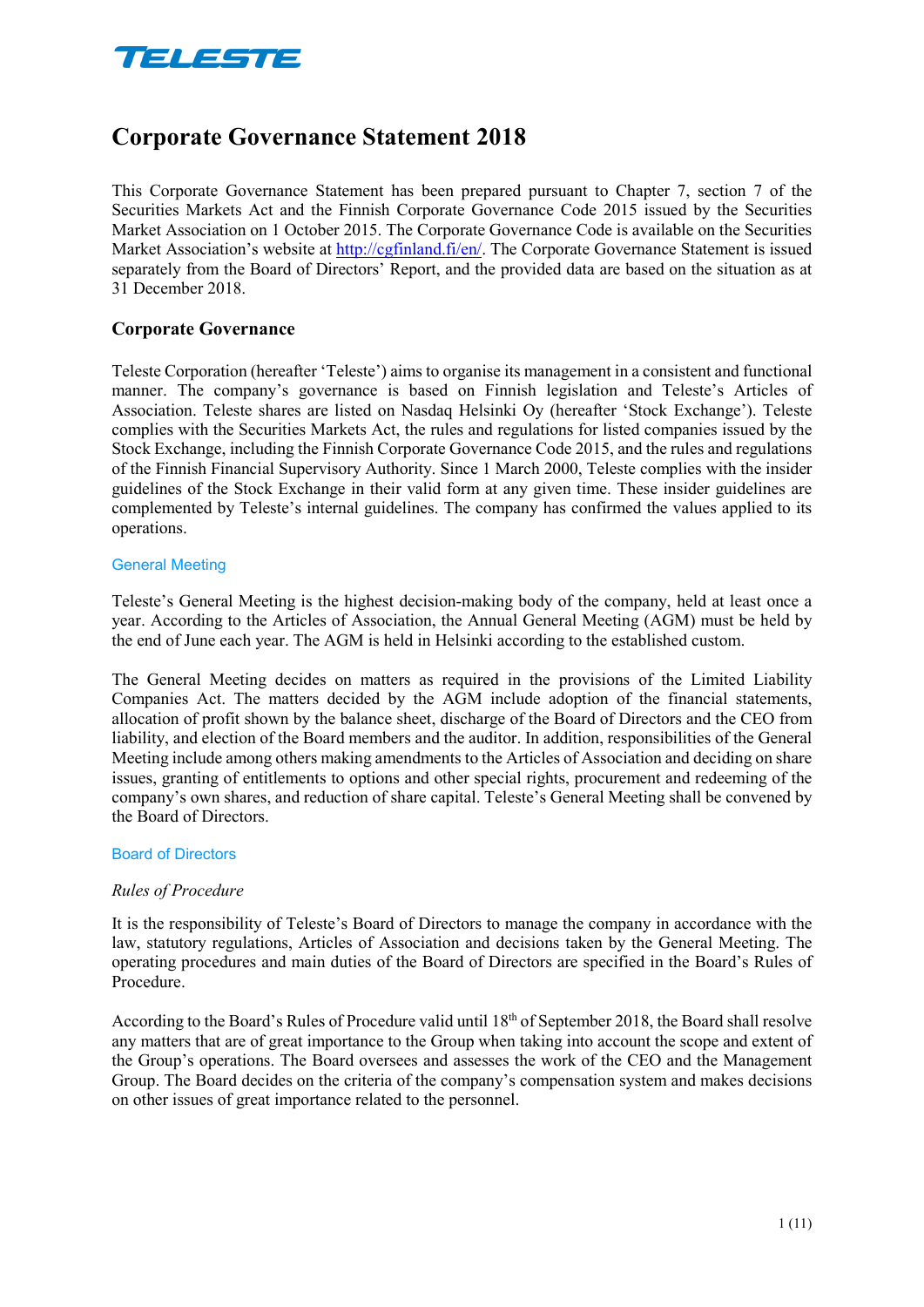# Corporate Governance Statement 2018

This Corporate Governance Statement has been prepared pursuant to Chapter 7, section 7 of the Securities Markets Act and the Finnish Corporate Governance Code 2015 issued by the Securities Market Association on 1 October 2015. The Corporate Governance Code is available on the Securities Market Association's website at http://cgfinland.fi/en/. The Corporate Governance Statement is issued separately from the Board of Directors' Report, and the provided data are based on the situation as at 31 December 2018.

## Corporate Governance

Teleste Corporation (hereafter 'Teleste') aims to organise its management in a consistent and functional manner. The company's governance is based on Finnish legislation and Teleste's Articles of Association. Teleste shares are listed on Nasdaq Helsinki Oy (hereafter 'Stock Exchange'). Teleste complies with the Securities Markets Act, the rules and regulations for listed companies issued by the Stock Exchange, including the Finnish Corporate Governance Code 2015, and the rules and regulations of the Finnish Financial Supervisory Authority. Since 1 March 2000, Teleste complies with the insider guidelines of the Stock Exchange in their valid form at any given time. These insider guidelines are complemented by Teleste's internal guidelines. The company has confirmed the values applied to its operations.

### General Meeting

Teleste's General Meeting is the highest decision-making body of the company, held at least once a year. According to the Articles of Association, the Annual General Meeting (AGM) must be held by the end of June each year. The AGM is held in Helsinki according to the established custom.

The General Meeting decides on matters as required in the provisions of the Limited Liability Companies Act. The matters decided by the AGM include adoption of the financial statements, allocation of profit shown by the balance sheet, discharge of the Board of Directors and the CEO from liability, and election of the Board members and the auditor. In addition, responsibilities of the General Meeting include among others making amendments to the Articles of Association and deciding on share issues, granting of entitlements to options and other special rights, procurement and redeeming of the company's own shares, and reduction of share capital. Teleste's General Meeting shall be convened by the Board of Directors.

### Board of Directors

*Rules of Procedure*

It is the responsibility of Teleste's Board of Directors to manage the company in accordance with the law, statutory regulations, Articles of Association and decisions taken by the General Meeting. The operating procedures and main duties of the Board of Directors are specified in the Board's Rules of Procedure.

According to the Board's Rules of Procedure valid until 18th of September 2018, the Board shall resolve any matters that are of great importance to the Group when taking into account the scope and extent of the Group's operations. The Board oversees and assesses the work of the CEO and the Management Group. The Board decides on the criteria of the company's compensation system and makes decisions on other issues of great importance related to the personnel.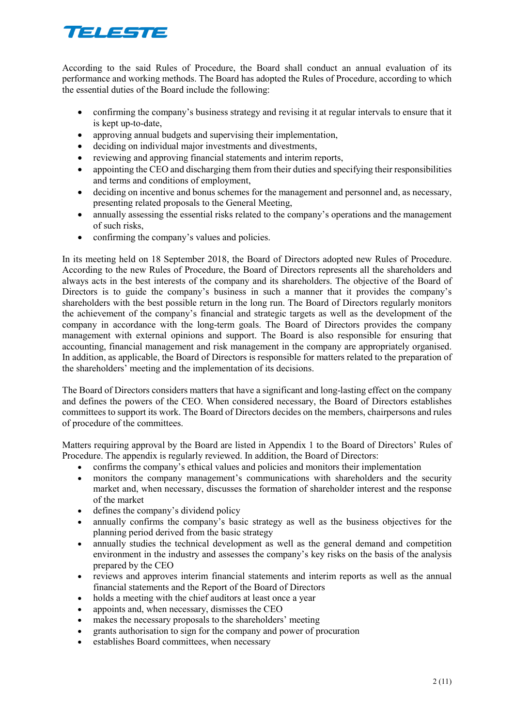According to the said Rules of Procedure, the Board shall conduct an annual evaluation of its performance and working methods. The Board has adopted the Rules of Procedure, according to which the essential duties of the Board include the following:

- confirming the company's business strategy and revising it at regular intervals to ensure that it is kept up-to-date,
- approving annual budgets and supervising their implementation,
- deciding on individual major investments and divestments,
- reviewing and approving financial statements and interim reports,
- appointing the CEO and discharging them from their duties and specifying their responsibilities and terms and conditions of employment,
- deciding on incentive and bonus schemes for the management and personnel and, as necessary, presenting related proposals to the General Meeting,
- annually assessing the essential risks related to the company's operations and the management of such risks,
- confirming the company's values and policies.

In its meeting held on 18 September 2018, the Board of Directors adopted new Rules of Procedure. According to the new Rules of Procedure, the Board of Directors represents all the shareholders and always acts in the best interests of the company and its shareholders. The objective of the Board of Directors is to guide the company's business in such a manner that it provides the company's shareholders with the best possible return in the long run. The Board of Directors regularly monitors the achievement of the company's financial and strategic targets as well as the development of the company in accordance with the long-term goals. The Board of Directors provides the company management with external opinions and support. The Board is also responsible for ensuring that accounting, financial management and risk management in the company are appropriately organised. In addition, as applicable, the Board of Directors is responsible for matters related to the preparation of the shareholders' meeting and the implementation of its decisions.

The Board of Directors considers matters that have a significant and long-lasting effect on the company and defines the powers of the CEO. When considered necessary, the Board of Directors establishes committees to support its work. The Board of Directors decides on the members, chairpersons and rules of procedure of the committees.

Matters requiring approval by the Board are listed in Appendix 1 to the Board of Directors' Rules of Procedure. The appendix is regularly reviewed. In addition, the Board of Directors:

- confirms the company's ethical values and policies and monitors their implementation
- monitors the company management's communications with shareholders and the security market and, when necessary, discusses the formation of shareholder interest and the response of the market
- defines the company's dividend policy
- annually confirms the company's basic strategy as well as the business objectives for the planning period derived from the basic strategy
- annually studies the technical development as well as the general demand and competition environment in the industry and assesses the company's key risks on the basis of the analysis prepared by the CEO
- reviews and approves interim financial statements and interim reports as well as the annual financial statements and the Report of the Board of Directors
- holds a meeting with the chief auditors at least once a year
- appoints and, when necessary, dismisses the CEO
- makes the necessary proposals to the shareholders' meeting
- grants authorisation to sign for the company and power of procuration
- establishes Board committees, when necessary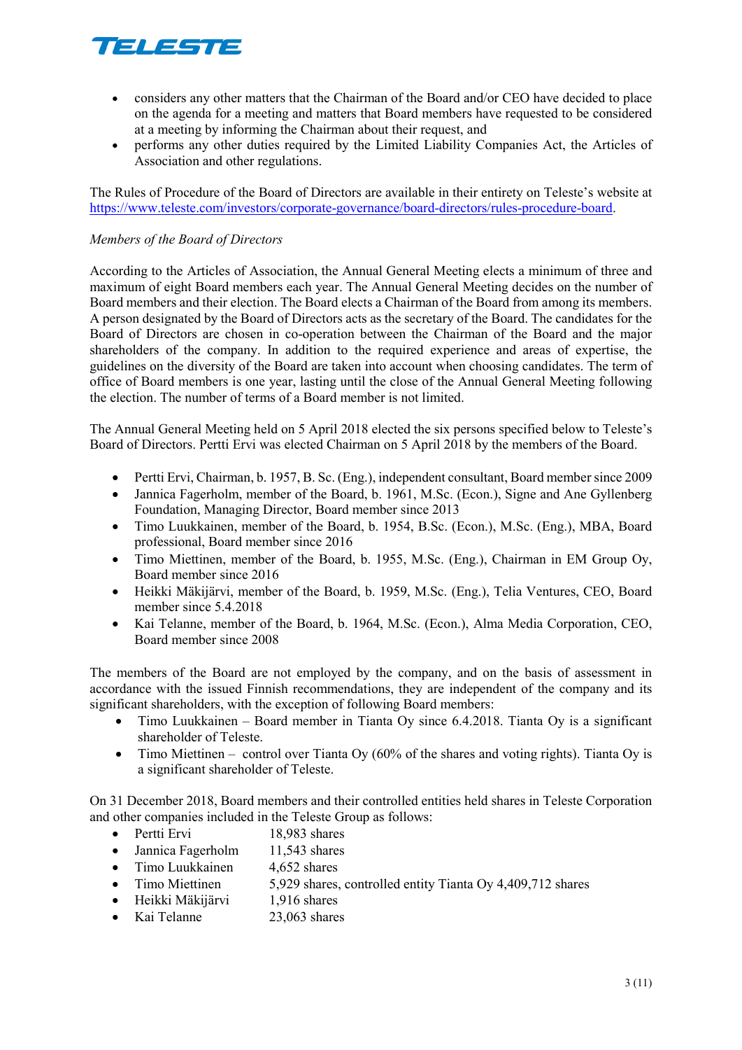- considers any other matters that the Chairman of the Board and/or CEO have decided to place on the agenda for a meeting and matters that Board members have requested to be considered at a meeting by informing the Chairman about their request, and
- performs any other duties required by the Limited Liability Companies Act, the Articles of Association and other regulations.

The Rules of Procedure of the Board of Directors are available in their entirety on Teleste's website at https://www.teleste.com/investors/corporate-governance/board-directors/rules-procedure-board.

*Members of the Board of Directors*

According to the Articles of Association, the Annual General Meeting elects a minimum of three and maximum of eight Board members each year. The Annual General Meeting decides on the number of Board members and their election. The Board elects a Chairman of the Board from among its members. A person designated by the Board of Directors acts as the secretary of the Board. The candidates for the Board of Directors are chosen in co-operation between the Chairman of the Board and the major shareholders of the company. In addition to the required experience and areas of expertise, the guidelines on the diversity of the Board are taken into account when choosing candidates. The term of office of Board members is one year, lasting until the close of the Annual General Meeting following the election. The number of terms of a Board member is not limited.

The Annual General Meeting held on 5 April 2018 elected the six persons specified below to Teleste's Board of Directors. Pertti Ervi was elected Chairman on 5 April 2018 by the members of the Board.

- Pertti Ervi, Chairman, b. 1957, B. Sc. (Eng.), independent consultant, Board member since 2009
- Jannica Fagerholm, member of the Board, b. 1961, M.Sc. (Econ.), Signe and Ane Gyllenberg Foundation, Managing Director, Board member since 2013
- Timo Luukkainen, member of the Board, b. 1954, B.Sc. (Econ.), M.Sc. (Eng.), MBA, Board professional, Board member since 2016
- Timo Miettinen, member of the Board, b. 1955, M.Sc. (Eng.), Chairman in EM Group Oy, Board member since 2016
- Heikki Mäkijärvi, member of the Board, b. 1959, M.Sc. (Eng.), Telia Ventures, CEO, Board member since 5.4.2018
- Kai Telanne, member of the Board, b. 1964, M.Sc. (Econ.), Alma Media Corporation, CEO, Board member since 2008

The members of the Board are not employed by the company, and on the basis of assessment in accordance with the issued Finnish recommendations, they are independent of the company and its significant shareholders, with the exception of following Board members:

- Timo Luukkainen – Board member in Tianta Oy since 6.4.2018. Tianta Oy is a significant shareholder of Teleste.
- Timo Miettinen – control over Tianta Oy (60% of the shares and voting rights). Tianta Oy is a significant shareholder of Teleste.

On 31 December 2018, Board members and their controlled entities held shares in Teleste Corporation and other companies included in the Teleste Group as follows:

- Pertti Ervi 18,983 shares
- Jannica Fagerholm 11,543 shares
- Timo Luukkainen 4,652 shares
- Timo Miettinen 5,929 shares, controlled entity Tianta Oy 4,409,712 shares
- Heikki Mäkijärvi 1,916 shares
- Kai Telanne 23,063 shares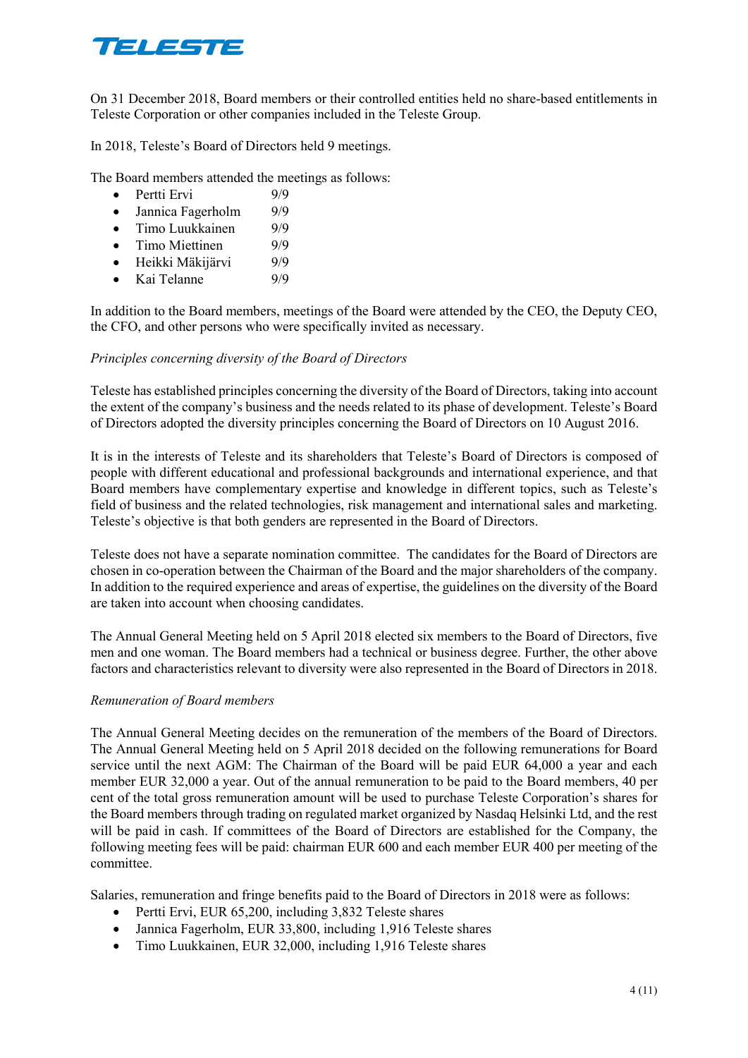On 31 December 2018, Board members or their controlled entities held no share-based entitlements in Teleste Corporation or other companies included in the Teleste Group.

In 2018, Teleste's Board of Directors held 9 meetings.

The Board members attended the meetings as follows:

- Pertti Ervi 9/9
- Jannica Fagerholm 9/9
- Timo Luukkainen 9/9
- Timo Miettinen 9/9
- Heikki Mäkijärvi 9/9
- Kai Telanne 9/9

In addition to the Board members, meetings of the Board were attended by the CEO, the Deputy CEO, the CFO, and other persons who were specifically invited as necessary.

*Principles concerning diversity of the Board of Directors*

Teleste has established principles concerning the diversity of the Board of Directors, taking into account the extent of the company's business and the needs related to its phase of development. Teleste's Board of Directors adopted the diversity principles concerning the Board of Directors on 10 August 2016.

It is in the interests of Teleste and its shareholders that Teleste's Board of Directors is composed of people with different educational and professional backgrounds and international experience, and that Board members have complementary expertise and knowledge in different topics, such as Teleste's field of business and the related technologies, risk management and international sales and marketing. Teleste's objective is that both genders are represented in the Board of Directors.

Teleste does not have a separate nomination committee. The candidates for the Board of Directors are chosen in co-operation between the Chairman of the Board and the major shareholders of the company. In addition to the required experience and areas of expertise, the guidelines on the diversity of the Board are taken into account when choosing candidates.

The Annual General Meeting held on 5 April 2018 elected six members to the Board of Directors, five men and one woman. The Board members had a technical or business degree. Further, the other above factors and characteristics relevant to diversity were also represented in the Board of Directors in 2018.

*Remuneration of Board members*

The Annual General Meeting decides on the remuneration of the members of the Board of Directors. The Annual General Meeting held on 5 April 2018 decided on the following remunerations for Board service until the next AGM: The Chairman of the Board will be paid EUR 64,000 a year and each member EUR 32,000 a year. Out of the annual remuneration to be paid to the Board members, 40 per cent of the total gross remuneration amount will be used to purchase Teleste Corporation's shares for the Board members through trading on regulated market organized by Nasdaq Helsinki Ltd, and the rest will be paid in cash. If committees of the Board of Directors are established for the Company, the following meeting fees will be paid: chairman EUR 600 and each member EUR 400 per meeting of the committee.

Salaries, remuneration and fringe benefits paid to the Board of Directors in 2018 were as follows:

- Pertti Ervi, EUR 65,200, including 3,832 Teleste shares
- Jannica Fagerholm, EUR 33,800, including 1,916 Teleste shares
- Timo Luukkainen, EUR 32,000, including 1,916 Teleste shares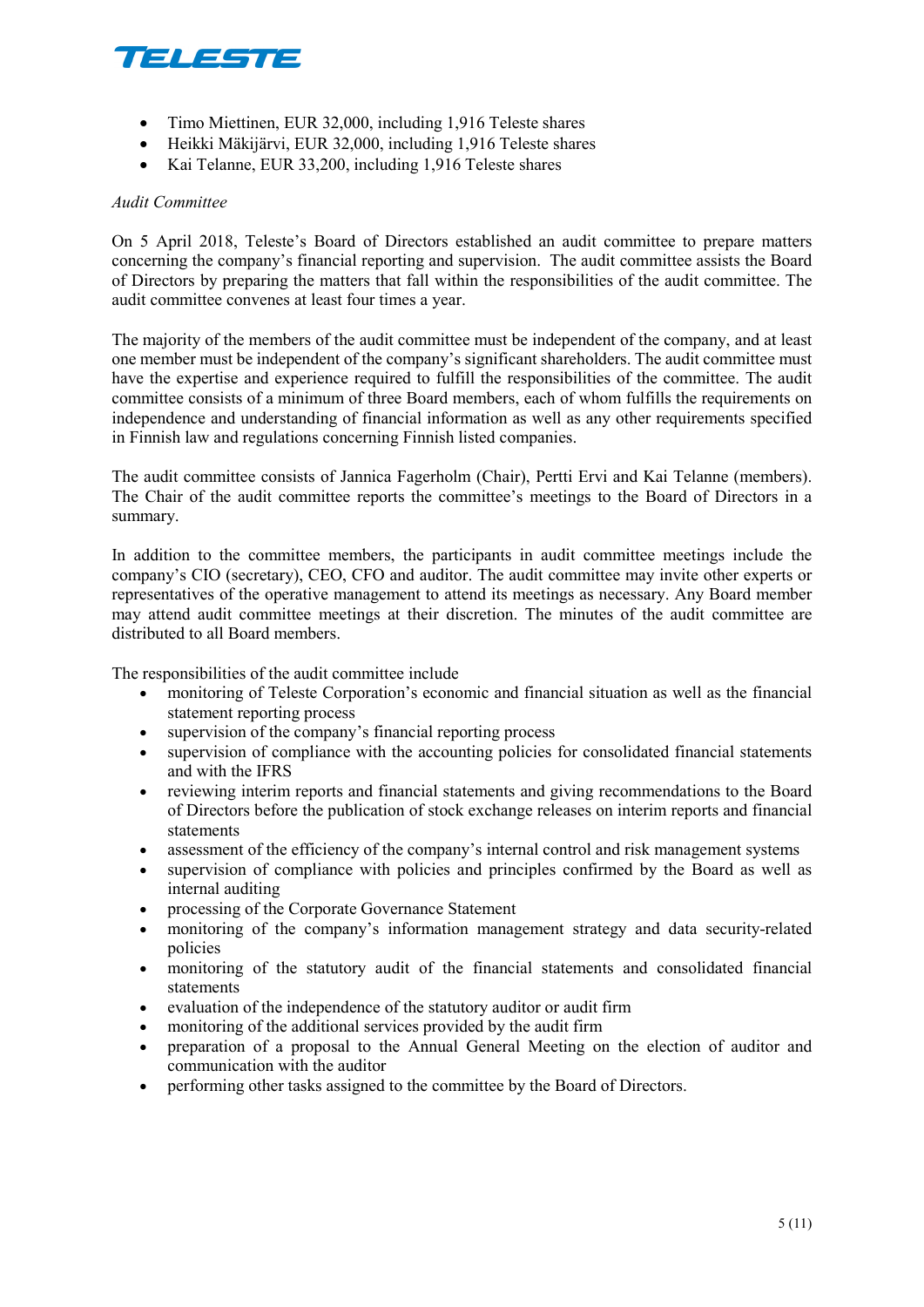- Timo Miettinen, EUR 32,000, including 1,916 Teleste shares
- Heikki Mäkijärvi, EUR 32,000, including 1,916 Teleste shares
- Kai Telanne, EUR 33,200, including 1,916 Teleste shares

*Audit Committee*

On 5 April 2018, Teleste's Board of Directors established an audit committee to prepare matters concerning the company's financial reporting and supervision. The audit committee assists the Board of Directors by preparing the matters that fall within the responsibilities of the audit committee. The audit committee convenes at least four times a year.

The majority of the members of the audit committee must be independent of the company, and at least one member must be independent of the company's significant shareholders. The audit committee must have the expertise and experience required to fulfill the responsibilities of the committee. The audit committee consists of a minimum of three Board members, each of whom fulfills the requirements on independence and understanding of financial information as well as any other requirements specified in Finnish law and regulations concerning Finnish listed companies.

The audit committee consists of Jannica Fagerholm (Chair), Pertti Ervi and Kai Telanne (members). The Chair of the audit committee reports the committee's meetings to the Board of Directors in a summary.

In addition to the committee members, the participants in audit committee meetings include the company's CIO (secretary), CEO, CFO and auditor. The audit committee may invite other experts or representatives of the operative management to attend its meetings as necessary. Any Board member may attend audit committee meetings at their discretion. The minutes of the audit committee are distributed to all Board members.

The responsibilities of the audit committee include

- monitoring of Teleste Corporation's economic and financial situation as well as the financial statement reporting process
- supervision of the company's financial reporting process
- supervision of compliance with the accounting policies for consolidated financial statements and with the IFRS
- reviewing interim reports and financial statements and giving recommendations to the Board of Directors before the publication of stock exchange releases on interim reports and financial statements
- assessment of the efficiency of the company's internal control and risk management systems
- supervision of compliance with policies and principles confirmed by the Board as well as internal auditing
- processing of the Corporate Governance Statement
- monitoring of the company's information management strategy and data security-related policies
- monitoring of the statutory audit of the financial statements and consolidated financial statements
- evaluation of the independence of the statutory auditor or audit firm
- monitoring of the additional services provided by the audit firm
- preparation of a proposal to the Annual General Meeting on the election of auditor and communication with the auditor
- performing other tasks assigned to the committee by the Board of Directors.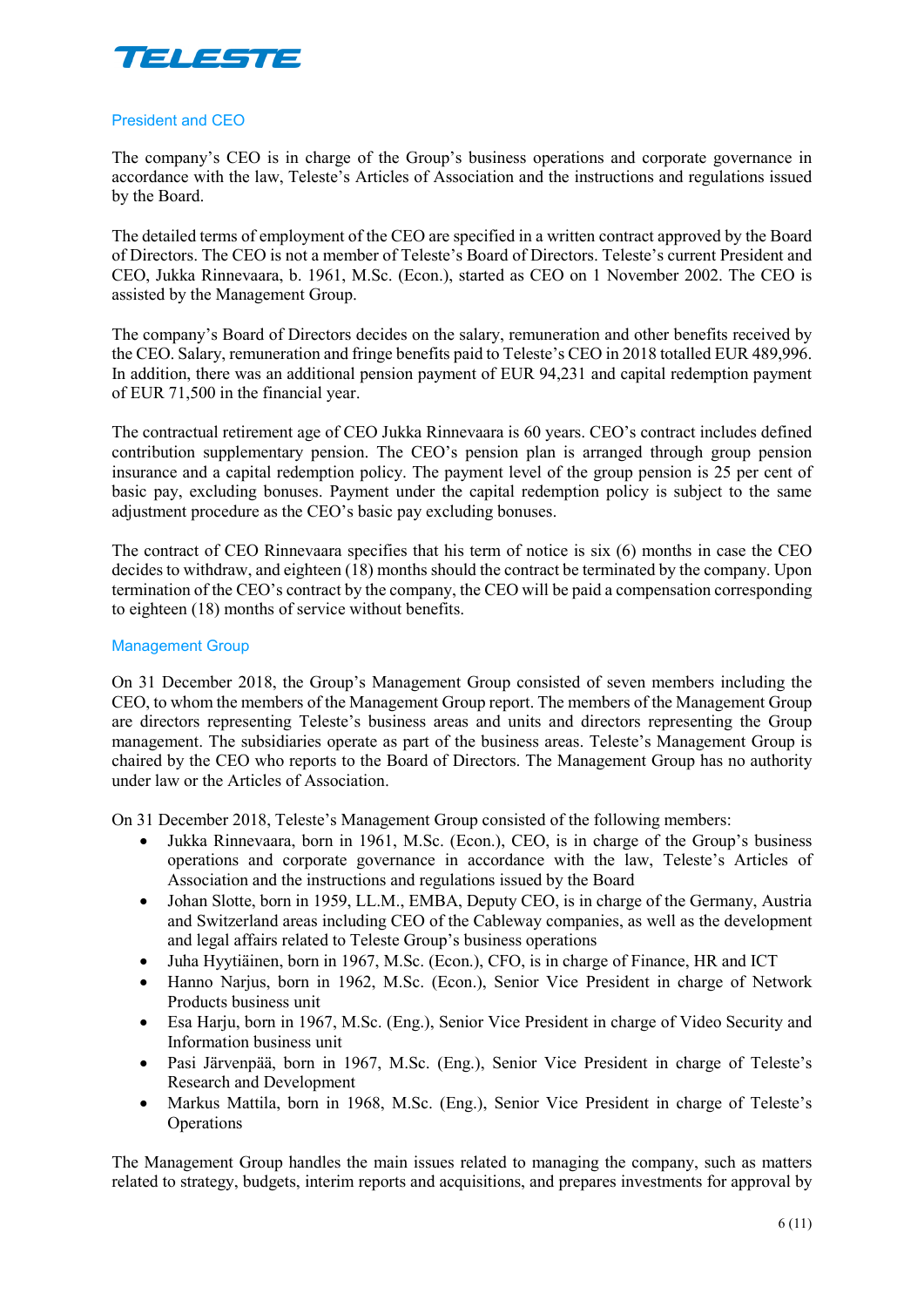## President and CEO

The company's CEO is in charge of the Group's business operations and corporate governance in accordance with the law, Teleste's Articles of Association and the instructions and regulations issued by the Board.

The detailed terms of employment of the CEO are specified in a written contract approved by the Board of Directors. The CEO is not a member of Teleste's Board of Directors. Teleste's current President and CEO, Jukka Rinnevaara, b. 1961, M.Sc. (Econ.), started as CEO on 1 November 2002. The CEO is assisted by the Management Group.

The company's Board of Directors decides on the salary, remuneration and other benefits received by the CEO. Salary, remuneration and fringe benefits paid to Teleste's CEO in 2018 totalled EUR 489,996. In addition, there was an additional pension payment of EUR 94,231 and capital redemption payment of EUR 71,500 in the financial year.

The contractual retirement age of CEO Jukka Rinnevaara is 60 years. CEO's contract includes defined contribution supplementary pension. The CEO's pension plan is arranged through group pension insurance and a capital redemption policy. The payment level of the group pension is 25 per cent of basic pay, excluding bonuses. Payment under the capital redemption policy is subject to the same adjustment procedure as the CEO's basic pay excluding bonuses.

The contract of CEO Rinnevaara specifies that his term of notice is six (6) months in case the CEO decides to withdraw, and eighteen (18) months should the contract be terminated by the company. Upon termination of the CEO's contract by the company, the CEO will be paid a compensation corresponding to eighteen (18) months of service without benefits.

## Management Group

On 31 December 2018, the Group's Management Group consisted of seven members including the CEO, to whom the members of the Management Group report. The members of the Management Group are directors representing Teleste's business areas and units and directors representing the Group management. The subsidiaries operate as part of the business areas. Teleste's Management Group is chaired by the CEO who reports to the Board of Directors. The Management Group has no authority under law or the Articles of Association.

On 31 December 2018, Teleste's Management Group consisted of the following members:

- Jukka Rinnevaara, born in 1961, M.Sc. (Econ.), CEO, is in charge of the Group's business operations and corporate governance in accordance with the law, Teleste's Articles of Association and the instructions and regulations issued by the Board
- Johan Slotte, born in 1959, LL.M., EMBA, Deputy CEO, is in charge of the Germany, Austria and Switzerland areas including CEO of the Cableway companies, as well as the development and legal affairs related to Teleste Group's business operations
- Juha Hyytiäinen, born in 1967, M.Sc. (Econ.), CFO, is in charge of Finance, HR and ICT
- Hanno Narjus, born in 1962, M.Sc. (Econ.), Senior Vice President in charge of Network Products business unit
- Esa Harju, born in 1967, M.Sc. (Eng.), Senior Vice President in charge of Video Security and Information business unit
- Pasi Järvenpää, born in 1967, M.Sc. (Eng.), Senior Vice President in charge of Teleste's Research and Development
- Markus Mattila, born in 1968, M.Sc. (Eng.), Senior Vice President in charge of Teleste's Operations

The Management Group handles the main issues related to managing the company, such as matters related to strategy, budgets, interim reports and acquisitions, and prepares investments for approval by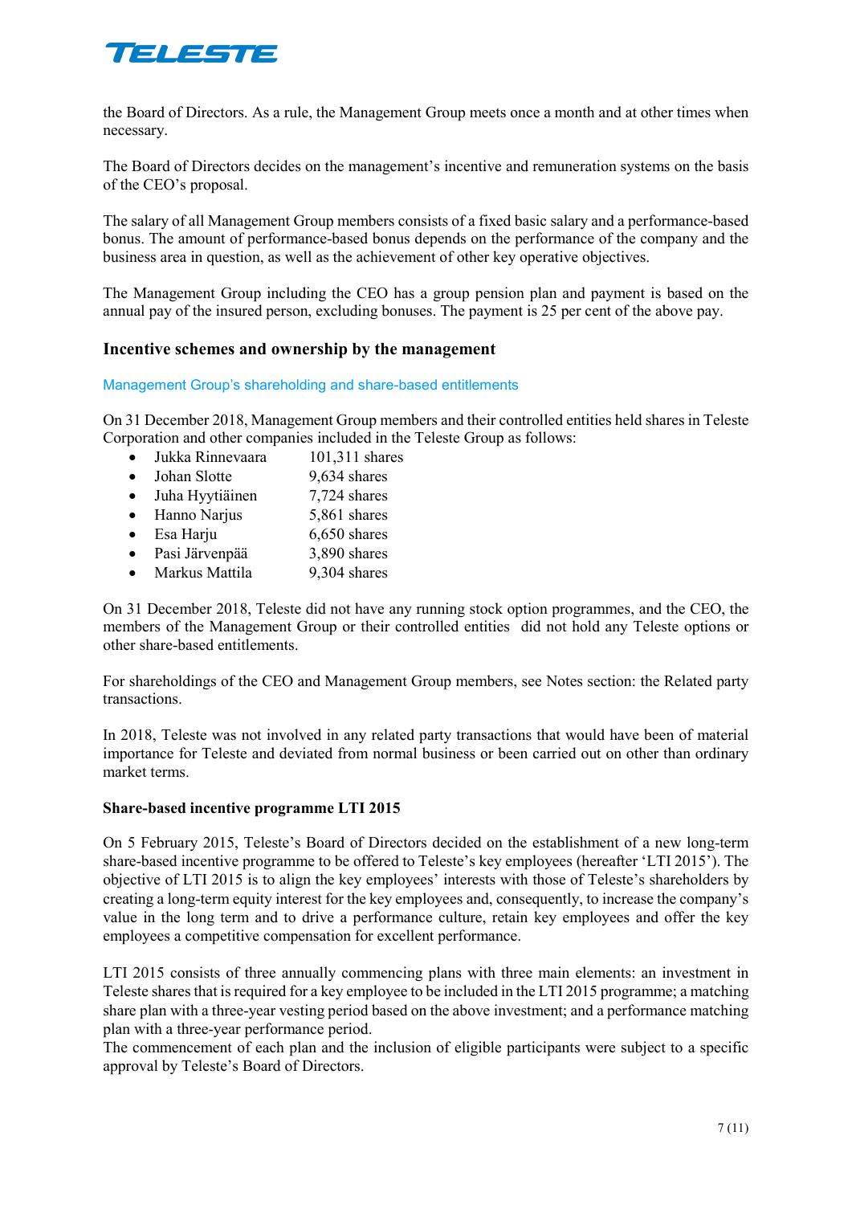the Board of Directors. As a rule, the Management Group meets once a month and at other times when necessary.

The Board of Directors decides on the management's incentive and remuneration systems on the basis of the CEO's proposal.

The salary of all Management Group members consists of a fixed basic salary and a performance-based bonus. The amount of performance-based bonus depends on the performance of the company and the business area in question, as well as the achievement of other key operative objectives.

The Management Group including the CEO has a group pension plan and payment is based on the annual pay of the insured person, excluding bonuses. The payment is 25 per cent of the above pay.

## Incentive schemes and ownership by the management

### Management Group's shareholding and share-based entitlements

On 31 December 2018, Management Group members and their controlled entities held shares in Teleste Corporation and other companies included in the Teleste Group as follows:

- Jukka Rinnevaara 101,311 shares
- Johan Slotte 9,634 shares
- Juha Hyytiäinen 7,724 shares
- Hanno Narjus 5,861 shares
- Esa Harju 6,650 shares
- Pasi Järvenpää 3,890 shares
- Markus Mattila 9,304 shares

On 31 December 2018, Teleste did not have any running stock option programmes, and the CEO, the members of the Management Group or their controlled entities did not hold any Teleste options or other share-based entitlements.

For shareholdings of the CEO and Management Group members, see Notes section: the Related party transactions.

In 2018, Teleste was not involved in any related party transactions that would have been of material importance for Teleste and deviated from normal business or been carried out on other than ordinary market terms.

**Share-based incentive programme LTI 2015**

On 5 February 2015, Teleste's Board of Directors decided on the establishment of a new long-term share-based incentive programme to be offered to Teleste's key employees (hereafter 'LTI 2015'). The objective of LTI 2015 is to align the key employees' interests with those of Teleste's shareholders by creating a long-term equity interest for the key employees and, consequently, to increase the company's value in the long term and to drive a performance culture, retain key employees and offer the key employees a competitive compensation for excellent performance.

LTI 2015 consists of three annually commencing plans with three main elements: an investment in Teleste shares that is required for a key employee to be included in the LTI 2015 programme; a matching share plan with a three-year vesting period based on the above investment; and a performance matching plan with a three-year performance period.
The commencement of each plan and the inclusion of eligible participants were subject to a specific approval by Teleste's Board of Directors.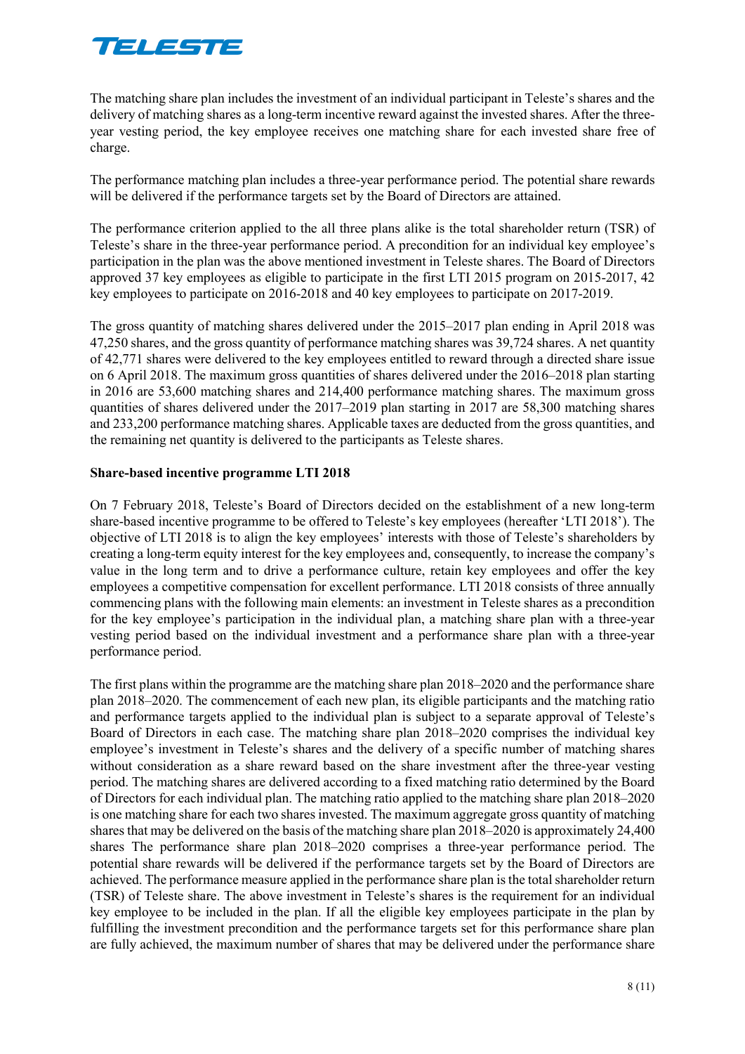The matching share plan includes the investment of an individual participant in Teleste's shares and the delivery of matching shares as a long-term incentive reward against the invested shares. After the three-year vesting period, the key employee receives one matching share for each invested share free of charge.

The performance matching plan includes a three-year performance period. The potential share rewards will be delivered if the performance targets set by the Board of Directors are attained.

The performance criterion applied to the all three plans alike is the total shareholder return (TSR) of Teleste's share in the three-year performance period. A precondition for an individual key employee's participation in the plan was the above mentioned investment in Teleste shares. The Board of Directors approved 37 key employees as eligible to participate in the first LTI 2015 program on 2015-2017, 42 key employees to participate on 2016-2018 and 40 key employees to participate on 2017-2019.

The gross quantity of matching shares delivered under the 2015–2017 plan ending in April 2018 was 47,250 shares, and the gross quantity of performance matching shares was 39,724 shares. A net quantity of 42,771 shares were delivered to the key employees entitled to reward through a directed share issue on 6 April 2018. The maximum gross quantities of shares delivered under the 2016–2018 plan starting in 2016 are 53,600 matching shares and 214,400 performance matching shares. The maximum gross quantities of shares delivered under the 2017–2019 plan starting in 2017 are 58,300 matching shares and 233,200 performance matching shares. Applicable taxes are deducted from the gross quantities, and the remaining net quantity is delivered to the participants as Teleste shares.

**Share-based incentive programme LTI 2018**

On 7 February 2018, Teleste's Board of Directors decided on the establishment of a new long-term share-based incentive programme to be offered to Teleste's key employees (hereafter 'LTI 2018'). The objective of LTI 2018 is to align the key employees' interests with those of Teleste's shareholders by creating a long-term equity interest for the key employees and, consequently, to increase the company's value in the long term and to drive a performance culture, retain key employees and offer the key employees a competitive compensation for excellent performance. LTI 2018 consists of three annually commencing plans with the following main elements: an investment in Teleste shares as a precondition for the key employee's participation in the individual plan, a matching share plan with a three-year vesting period based on the individual investment and a performance share plan with a three-year performance period.

The first plans within the programme are the matching share plan 2018–2020 and the performance share plan 2018–2020. The commencement of each new plan, its eligible participants and the matching ratio and performance targets applied to the individual plan is subject to a separate approval of Teleste's Board of Directors in each case. The matching share plan 2018–2020 comprises the individual key employee's investment in Teleste's shares and the delivery of a specific number of matching shares without consideration as a share reward based on the share investment after the three-year vesting period. The matching shares are delivered according to a fixed matching ratio determined by the Board of Directors for each individual plan. The matching ratio applied to the matching share plan 2018–2020 is one matching share for each two shares invested. The maximum aggregate gross quantity of matching shares that may be delivered on the basis of the matching share plan 2018–2020 is approximately 24,400 shares The performance share plan 2018–2020 comprises a three-year performance period. The potential share rewards will be delivered if the performance targets set by the Board of Directors are achieved. The performance measure applied in the performance share plan is the total shareholder return (TSR) of Teleste share. The above investment in Teleste's shares is the requirement for an individual key employee to be included in the plan. If all the eligible key employees participate in the plan by fulfilling the investment precondition and the performance targets set for this performance share plan are fully achieved, the maximum number of shares that may be delivered under the performance share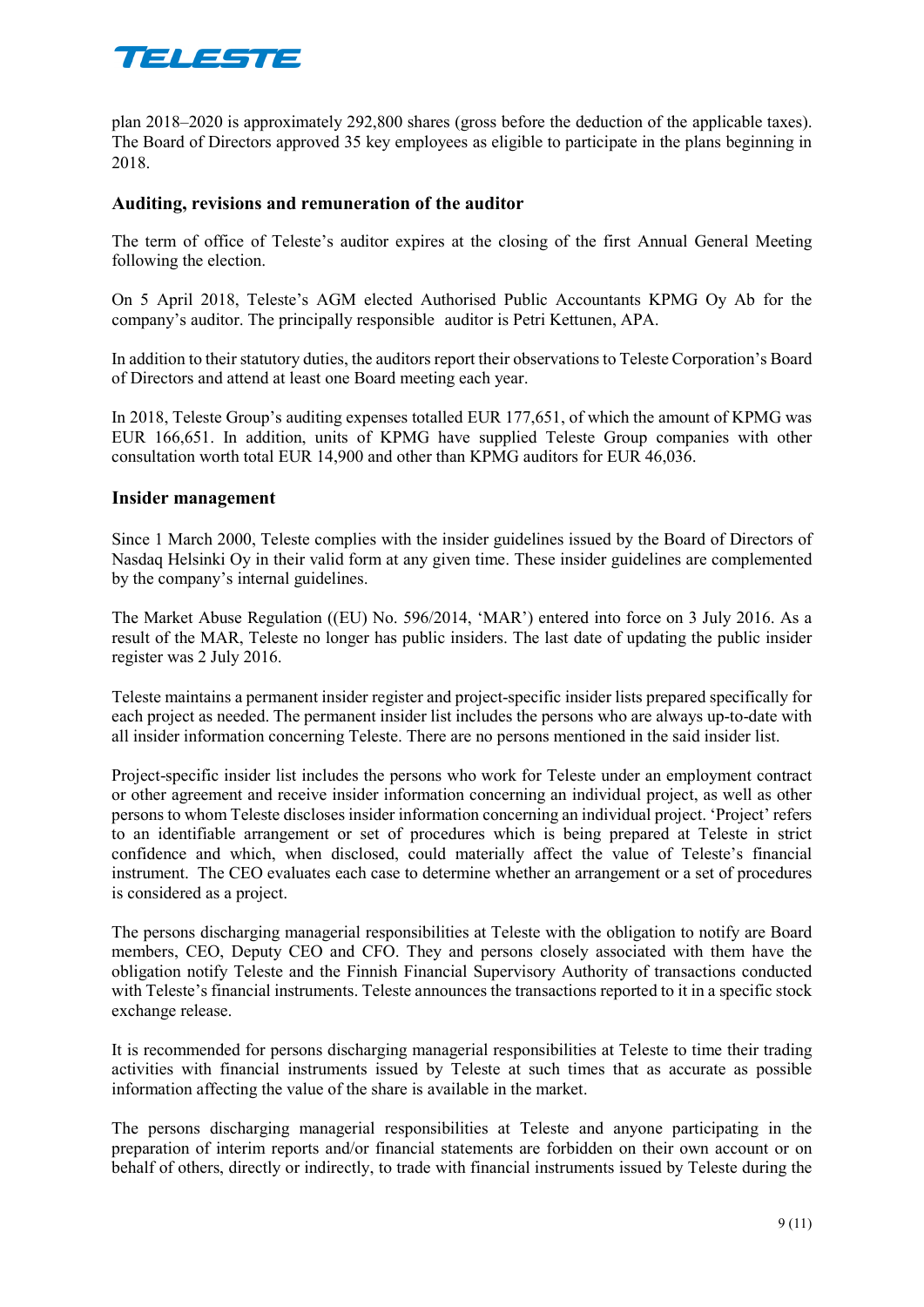plan 2018–2020 is approximately 292,800 shares (gross before the deduction of the applicable taxes). The Board of Directors approved 35 key employees as eligible to participate in the plans beginning in 2018.

## Auditing, revisions and remuneration of the auditor

The term of office of Teleste's auditor expires at the closing of the first Annual General Meeting following the election.

On 5 April 2018, Teleste's AGM elected Authorised Public Accountants KPMG Oy Ab for the company's auditor. The principally responsible auditor is Petri Kettunen, APA.

In addition to their statutory duties, the auditors report their observations to Teleste Corporation's Board of Directors and attend at least one Board meeting each year.

In 2018, Teleste Group's auditing expenses totalled EUR 177,651, of which the amount of KPMG was EUR 166,651. In addition, units of KPMG have supplied Teleste Group companies with other consultation worth total EUR 14,900 and other than KPMG auditors for EUR 46,036.

## Insider management

Since 1 March 2000, Teleste complies with the insider guidelines issued by the Board of Directors of Nasdaq Helsinki Oy in their valid form at any given time. These insider guidelines are complemented by the company's internal guidelines.

The Market Abuse Regulation ((EU) No. 596/2014, 'MAR') entered into force on 3 July 2016. As a result of the MAR, Teleste no longer has public insiders. The last date of updating the public insider register was 2 July 2016.

Teleste maintains a permanent insider register and project-specific insider lists prepared specifically for each project as needed. The permanent insider list includes the persons who are always up-to-date with all insider information concerning Teleste. There are no persons mentioned in the said insider list.

Project-specific insider list includes the persons who work for Teleste under an employment contract or other agreement and receive insider information concerning an individual project, as well as other persons to whom Teleste discloses insider information concerning an individual project. 'Project' refers to an identifiable arrangement or set of procedures which is being prepared at Teleste in strict confidence and which, when disclosed, could materially affect the value of Teleste's financial instrument. The CEO evaluates each case to determine whether an arrangement or a set of procedures is considered as a project.

The persons discharging managerial responsibilities at Teleste with the obligation to notify are Board members, CEO, Deputy CEO and CFO. They and persons closely associated with them have the obligation notify Teleste and the Finnish Financial Supervisory Authority of transactions conducted with Teleste's financial instruments. Teleste announces the transactions reported to it in a specific stock exchange release.

It is recommended for persons discharging managerial responsibilities at Teleste to time their trading activities with financial instruments issued by Teleste at such times that as accurate as possible information affecting the value of the share is available in the market.

The persons discharging managerial responsibilities at Teleste and anyone participating in the preparation of interim reports and/or financial statements are forbidden on their own account or on behalf of others, directly or indirectly, to trade with financial instruments issued by Teleste during the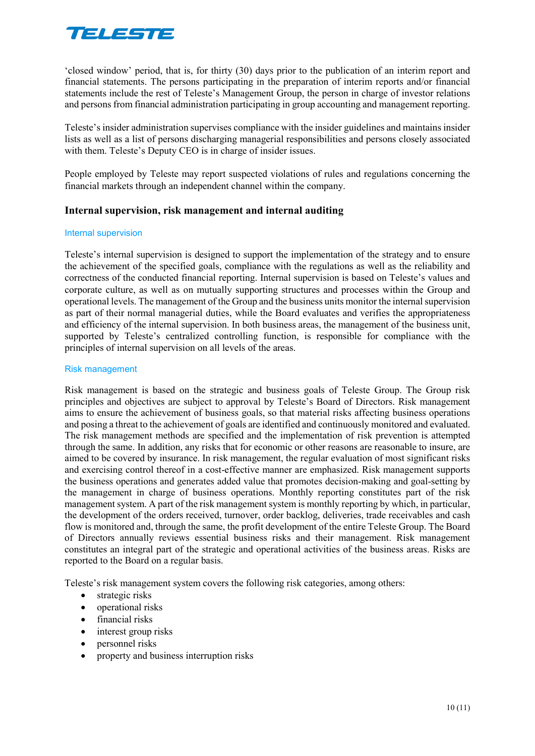'closed window' period, that is, for thirty (30) days prior to the publication of an interim report and financial statements. The persons participating in the preparation of interim reports and/or financial statements include the rest of Teleste's Management Group, the person in charge of investor relations and persons from financial administration participating in group accounting and management reporting.

Teleste's insider administration supervises compliance with the insider guidelines and maintains insider lists as well as a list of persons discharging managerial responsibilities and persons closely associated with them. Teleste's Deputy CEO is in charge of insider issues.

People employed by Teleste may report suspected violations of rules and regulations concerning the financial markets through an independent channel within the company.

## Internal supervision, risk management and internal auditing

### Internal supervision

Teleste's internal supervision is designed to support the implementation of the strategy and to ensure the achievement of the specified goals, compliance with the regulations as well as the reliability and correctness of the conducted financial reporting. Internal supervision is based on Teleste's values and corporate culture, as well as on mutually supporting structures and processes within the Group and operational levels. The management of the Group and the business units monitor the internal supervision as part of their normal managerial duties, while the Board evaluates and verifies the appropriateness and efficiency of the internal supervision. In both business areas, the management of the business unit, supported by Teleste's centralized controlling function, is responsible for compliance with the principles of internal supervision on all levels of the areas.

### Risk management

Risk management is based on the strategic and business goals of Teleste Group. The Group risk principles and objectives are subject to approval by Teleste's Board of Directors. Risk management aims to ensure the achievement of business goals, so that material risks affecting business operations and posing a threat to the achievement of goals are identified and continuously monitored and evaluated. The risk management methods are specified and the implementation of risk prevention is attempted through the same. In addition, any risks that for economic or other reasons are reasonable to insure, are aimed to be covered by insurance. In risk management, the regular evaluation of most significant risks and exercising control thereof in a cost-effective manner are emphasized. Risk management supports the business operations and generates added value that promotes decision-making and goal-setting by the management in charge of business operations. Monthly reporting constitutes part of the risk management system. A part of the risk management system is monthly reporting by which, in particular, the development of the orders received, turnover, order backlog, deliveries, trade receivables and cash flow is monitored and, through the same, the profit development of the entire Teleste Group. The Board of Directors annually reviews essential business risks and their management. Risk management constitutes an integral part of the strategic and operational activities of the business areas. Risks are reported to the Board on a regular basis.

Teleste's risk management system covers the following risk categories, among others:

- strategic risks
- operational risks
- financial risks
- interest group risks
- personnel risks
- property and business interruption risks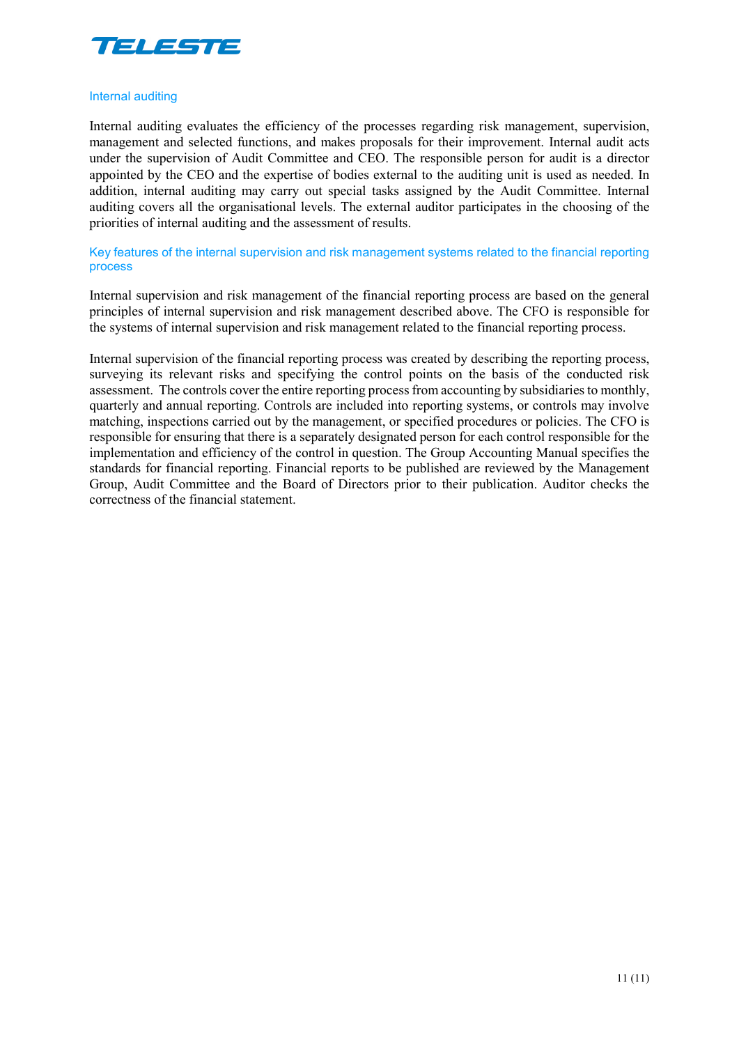### Internal auditing

Internal auditing evaluates the efficiency of the processes regarding risk management, supervision, management and selected functions, and makes proposals for their improvement. Internal audit acts under the supervision of Audit Committee and CEO. The responsible person for audit is a director appointed by the CEO and the expertise of bodies external to the auditing unit is used as needed. In addition, internal auditing may carry out special tasks assigned by the Audit Committee. Internal auditing covers all the organisational levels. The external auditor participates in the choosing of the priorities of internal auditing and the assessment of results.

### Key features of the internal supervision and risk management systems related to the financial reporting process

Internal supervision and risk management of the financial reporting process are based on the general principles of internal supervision and risk management described above. The CFO is responsible for the systems of internal supervision and risk management related to the financial reporting process.

Internal supervision of the financial reporting process was created by describing the reporting process, surveying its relevant risks and specifying the control points on the basis of the conducted risk assessment. The controls cover the entire reporting process from accounting by subsidiaries to monthly, quarterly and annual reporting. Controls are included into reporting systems, or controls may involve matching, inspections carried out by the management, or specified procedures or policies. The CFO is responsible for ensuring that there is a separately designated person for each control responsible for the implementation and efficiency of the control in question. The Group Accounting Manual specifies the standards for financial reporting. Financial reports to be published are reviewed by the Management Group, Audit Committee and the Board of Directors prior to their publication. Auditor checks the correctness of the financial statement.